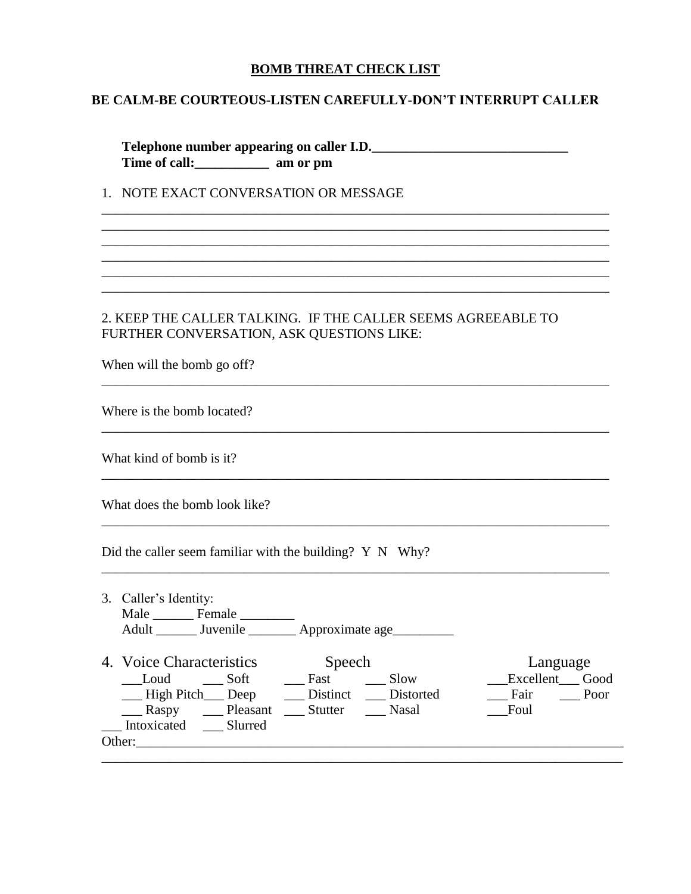# BOMB THREAT CHECK LIST

**BE CALM-BE COURTEOUS-LISTEN CAREFULLY-DON'T INTERRUPT CALLER**

**Telephone number appearing on caller I.D.______________________________**
**Time of call:___________ am or pm**

1. NOTE EXACT CONVERSATION OR MESSAGE

_______________________________________________________________________________
_______________________________________________________________________________
_______________________________________________________________________________
_______________________________________________________________________________
_______________________________________________________________________________
_______________________________________________________________________________

2. KEEP THE CALLER TALKING. IF THE CALLER SEEMS AGREEABLE TO FURTHER CONVERSATION, ASK QUESTIONS LIKE:

When will the bomb go off?
_______________________________________________________________________________

Where is the bomb located?
_______________________________________________________________________________

What kind of bomb is it?
_______________________________________________________________________________

What does the bomb look like?
_______________________________________________________________________________

Did the caller seem familiar with the building? Y N Why?
_______________________________________________________________________________

3. Caller's Identity:
   Male ______ Female ________
   Adult ______ Juvenile _______ Approximate age_________

4. Voice Characteristics / Speech / Language

| Voice Characteristics | | Speech | | Language | |
|---|---|---|---|---|---|
| ___Loud | ___ Soft | ___ Fast | ___ Slow | ___Excellent | ___ Good |
| ___ High Pitch | ___ Deep | ___ Distinct | ___ Distorted | ___ Fair | ___ Poor |
| ___ Raspy | ___ Pleasant | ___ Stutter | ___ Nasal | ___Foul | |
| ___ Intoxicated | ___ Slurred | | | | |

Other:_________________________________________________________________________
_______________________________________________________________________________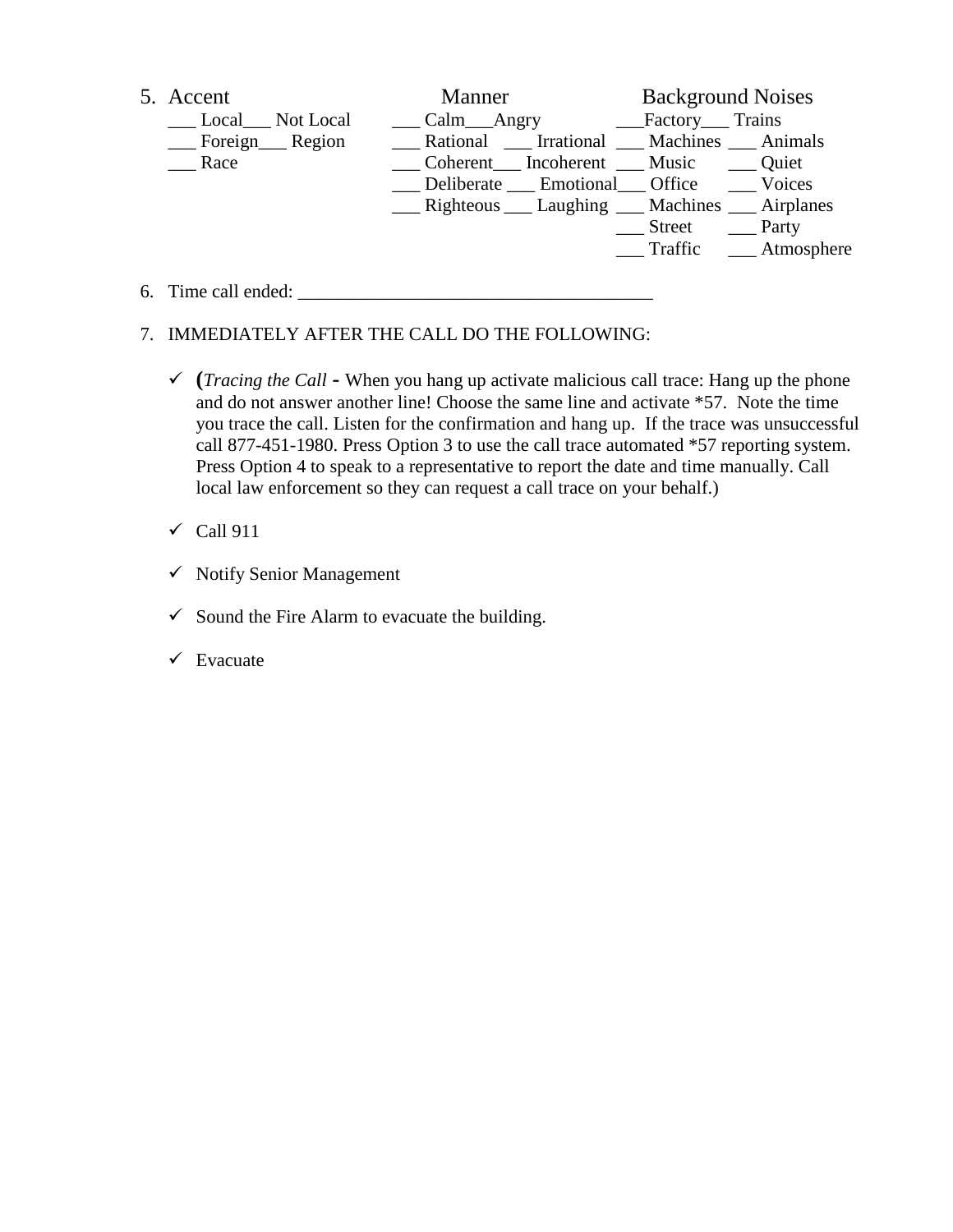5. Accent / Manner / Background Noises

| Accent | | Manner | | Background Noises | |
|---|---|---|---|---|---|
| ___ Local | ___ Not Local | ___ Calm | ___ Angry | ___ Factory | ___ Trains |
| ___ Foreign | ___ Region | ___ Rational | ___ Irrational | ___ Machines | ___ Animals |
| ___ Race | | ___ Coherent | ___ Incoherent | ___ Music | ___ Quiet |
| | | ___ Deliberate | ___ Emotional | ___ Office | ___ Voices |
| | | ___ Righteous | ___ Laughing | ___ Machines | ___ Airplanes |
| | | | | ___ Street | ___ Party |
| | | | | ___ Traffic | ___ Atmosphere |

6. Time call ended: ______________________________________

7. IMMEDIATELY AFTER THE CALL DO THE FOLLOWING:

   - ✓ (*Tracing the Call* **-** When you hang up activate malicious call trace: Hang up the phone and do not answer another line! Choose the same line and activate *57. Note the time you trace the call. Listen for the confirmation and hang up. If the trace was unsuccessful call 877-451-1980. Press Option 3 to use the call trace automated *57 reporting system. Press Option 4 to speak to a representative to report the date and time manually. Call local law enforcement so they can request a call trace on your behalf.)

   - ✓ Call 911

   - ✓ Notify Senior Management

   - ✓ Sound the Fire Alarm to evacuate the building.

   - ✓ Evacuate